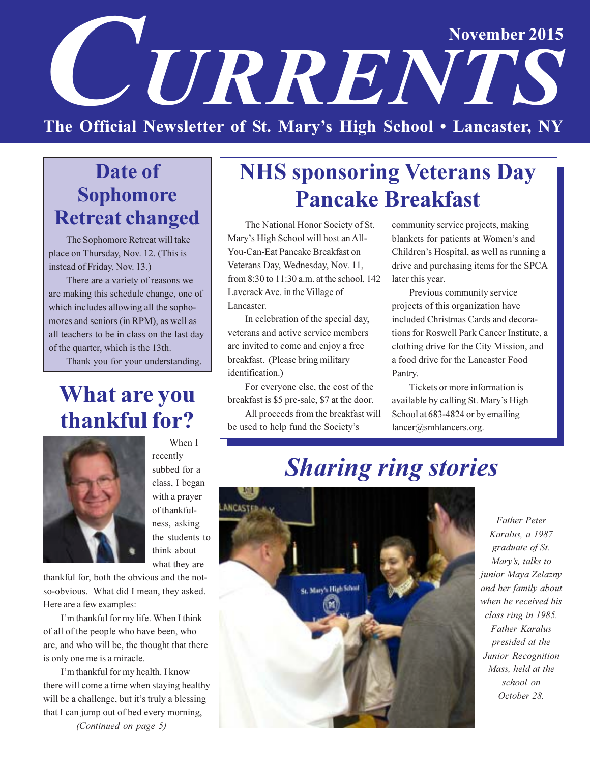# CURRENTS

November 2015

**The Official Newsletter of St. Mary's High School • Lancaster, NY**

## Date of Sophomore Retreat changed

The Sophomore Retreat will take place on Thursday, Nov. 12. (This is instead of Friday, Nov. 13.)

There are a variety of reasons we are making this schedule change, one of which includes allowing all the sophomores and seniors (in RPM), as well as all teachers to be in class on the last day of the quarter, which is the 13th.

Thank you for your understanding.

## What are you thankful for?

When I recently subbed for a class, I began with a prayer of thankfulness, asking the students to think about what they are thankful for, both the obvious and the not-so-obvious. What did I mean, they asked. Here are a few examples:

I'm thankful for my life. When I think of all of the people who have been, who are, and who will be, the thought that there is only one me is a miracle.

I'm thankful for my health. I know there will come a time when staying healthy will be a challenge, but it's truly a blessing that I can jump out of bed every morning,

*(Continued on page 5)*

## NHS sponsoring Veterans Day Pancake Breakfast

The National Honor Society of St. Mary's High School will host an All-You-Can-Eat Pancake Breakfast on Veterans Day, Wednesday, Nov. 11, from 8:30 to 11:30 a.m. at the school, 142 Laverack Ave. in the Village of Lancaster.

In celebration of the special day, veterans and active service members are invited to come and enjoy a free breakfast. (Please bring military identification.)

For everyone else, the cost of the breakfast is $5 pre-sale, $7 at the door.

All proceeds from the breakfast will be used to help fund the Society's community service projects, making blankets for patients at Women's and Children's Hospital, as well as running a drive and purchasing items for the SPCA later this year.

Previous community service projects of this organization have included Christmas Cards and decorations for Roswell Park Cancer Institute, a clothing drive for the City Mission, and a food drive for the Lancaster Food Pantry.

Tickets or more information is available by calling St. Mary's High School at 683-4824 or by emailing lancer@smhlancers.org.

## *Sharing ring stories*

*Father Peter Karalus, a 1987 graduate of St. Mary's, talks to junior Maya Zelazny and her family about when he received his class ring in 1985. Father Karalus presided at the Junior Recognition Mass, held at the school on October 28.*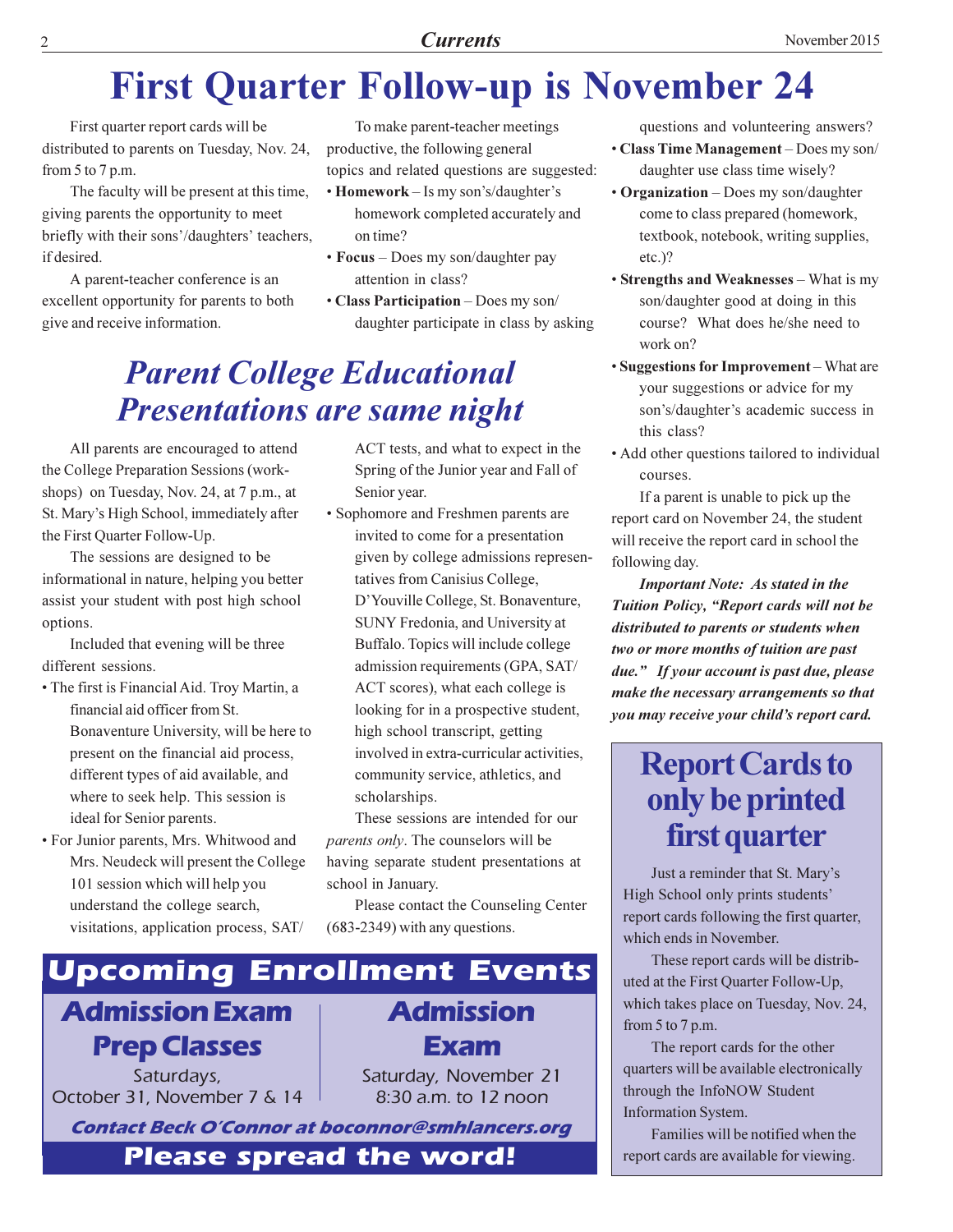# First Quarter Follow-up is November 24

First quarter report cards will be distributed to parents on Tuesday, Nov. 24, from 5 to 7 p.m.

The faculty will be present at this time, giving parents the opportunity to meet briefly with their sons'/daughters' teachers, if desired.

A parent-teacher conference is an excellent opportunity for parents to both give and receive information.

To make parent-teacher meetings productive, the following general topics and related questions are suggested:

- **Homework** – Is my son's/daughter's homework completed accurately and on time?
- **Focus** – Does my son/daughter pay attention in class?
- **Class Participation** – Does my son/daughter participate in class by asking questions and volunteering answers?
- **Class Time Management** – Does my son/daughter use class time wisely?
- **Organization** – Does my son/daughter come to class prepared (homework, textbook, notebook, writing supplies, etc.)?
- **Strengths and Weaknesses** – What is my son/daughter good at doing in this course? What does he/she need to work on?
- **Suggestions for Improvement** – What are your suggestions or advice for my son's/daughter's academic success in this class?
- Add other questions tailored to individual courses.

If a parent is unable to pick up the report card on November 24, the student will receive the report card in school the following day.

***Important Note: As stated in the Tuition Policy, "Report cards will not be distributed to parents or students when two or more months of tuition are past due." If your account is past due, please make the necessary arrangements so that you may receive your child's report card.***

## *Parent College Educational Presentations are same night*

All parents are encouraged to attend the College Preparation Sessions (workshops) on Tuesday, Nov. 24, at 7 p.m., at St. Mary's High School, immediately after the First Quarter Follow-Up.

The sessions are designed to be informational in nature, helping you better assist your student with post high school options.

Included that evening will be three different sessions.

- The first is Financial Aid. Troy Martin, a financial aid officer from St. Bonaventure University, will be here to present on the financial aid process, different types of aid available, and where to seek help. This session is ideal for Senior parents.
- For Junior parents, Mrs. Whitwood and Mrs. Neudeck will present the College 101 session which will help you understand the college search, visitations, application process, SAT/ACT tests, and what to expect in the Spring of the Junior year and Fall of Senior year.
- Sophomore and Freshmen parents are invited to come for a presentation given by college admissions representatives from Canisius College, D'Youville College, St. Bonaventure, SUNY Fredonia, and University at Buffalo. Topics will include college admission requirements (GPA, SAT/ACT scores), what each college is looking for in a prospective student, high school transcript, getting involved in extra-curricular activities, community service, athletics, and scholarships.

These sessions are intended for our *parents only*. The counselors will be having separate student presentations at school in January.

Please contact the Counseling Center (683-2349) with any questions.

## Upcoming Enrollment Events

### Admission Exam Prep Classes

Saturdays,
October 31, November 7 & 14

### Admission Exam

Saturday, November 21
8:30 a.m. to 12 noon

***Contact Beck O'Connor at boconnor@smhlancers.org***

**Please spread the word!**

## Report Cards to only be printed first quarter

Just a reminder that St. Mary's High School only prints students' report cards following the first quarter, which ends in November.

These report cards will be distributed at the First Quarter Follow-Up, which takes place on Tuesday, Nov. 24, from 5 to 7 p.m.

The report cards for the other quarters will be available electronically through the InfoNOW Student Information System.

Families will be notified when the report cards are available for viewing.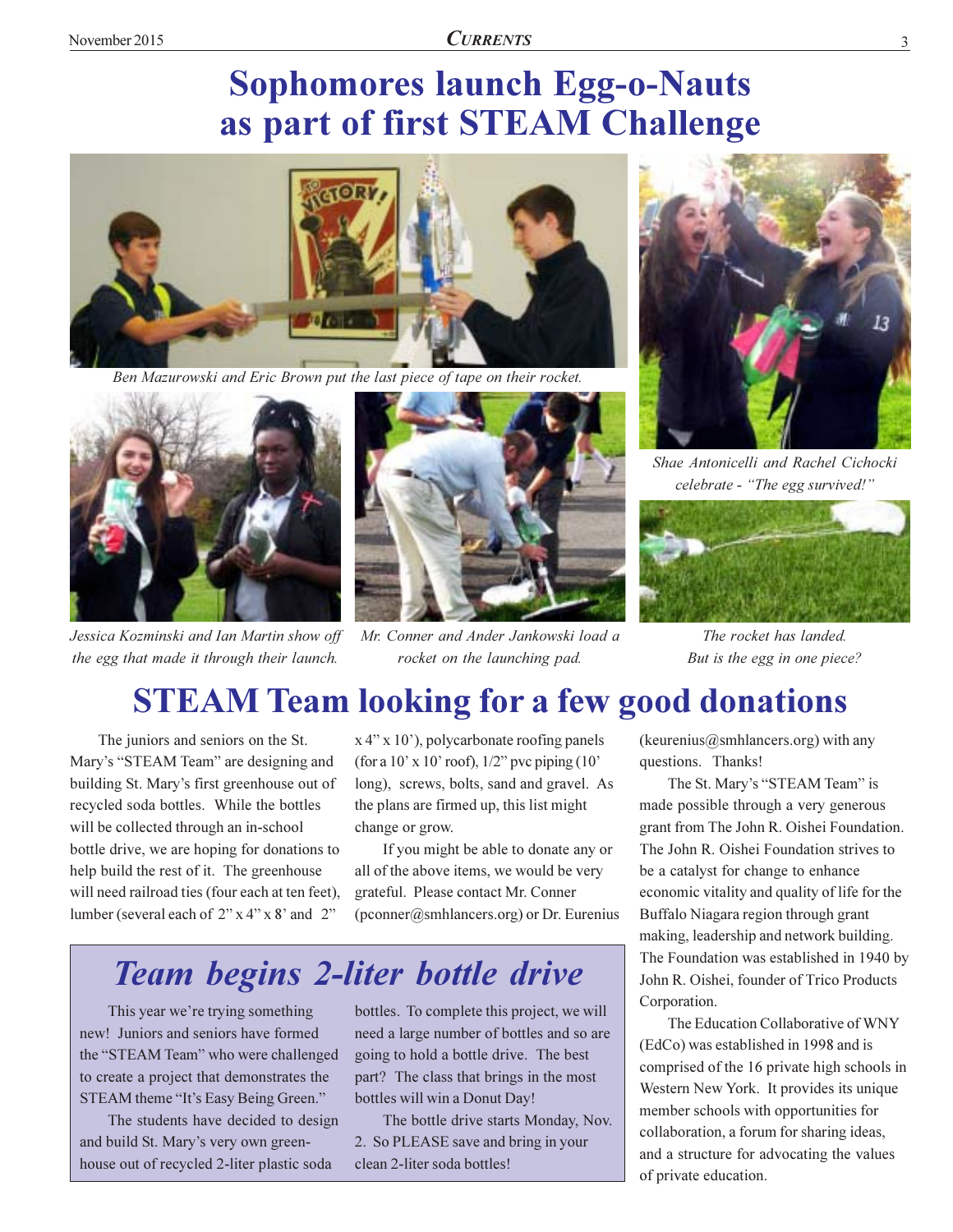# Sophomores launch Egg-o-Nauts as part of first STEAM Challenge

*Ben Mazurowski and Eric Brown put the last piece of tape on their rocket.*

*Shae Antonicelli and Rachel Cichocki celebrate - "The egg survived!"*

*Jessica Kozminski and Ian Martin show off the egg that made it through their launch.*

*Mr. Conner and Ander Jankowski load a rocket on the launching pad.*

*The rocket has landed. But is the egg in one piece?*

# STEAM Team looking for a few good donations

The juniors and seniors on the St. Mary's "STEAM Team" are designing and building St. Mary's first greenhouse out of recycled soda bottles. While the bottles will be collected through an in-school bottle drive, we are hoping for donations to help build the rest of it. The greenhouse will need railroad ties (four each at ten feet), lumber (several each of 2" x 4" x 8' and 2" x 4" x 10'), polycarbonate roofing panels (for a 10' x 10' roof), 1/2" pvc piping (10' long), screws, bolts, sand and gravel. As the plans are firmed up, this list might change or grow.

If you might be able to donate any or all of the above items, we would be very grateful. Please contact Mr. Conner (pconner@smhlancers.org) or Dr. Eurenius (keurenius@smhlancers.org) with any questions. Thanks!

The St. Mary's "STEAM Team" is made possible through a very generous grant from The John R. Oishei Foundation. The John R. Oishei Foundation strives to be a catalyst for change to enhance economic vitality and quality of life for the Buffalo Niagara region through grant making, leadership and network building. The Foundation was established in 1940 by John R. Oishei, founder of Trico Products Corporation.

The Education Collaborative of WNY (EdCo) was established in 1998 and is comprised of the 16 private high schools in Western New York. It provides its unique member schools with opportunities for collaboration, a forum for sharing ideas, and a structure for advocating the values of private education.

## *Team begins 2-liter bottle drive*

This year we're trying something new! Juniors and seniors have formed the "STEAM Team" who were challenged to create a project that demonstrates the STEAM theme "It's Easy Being Green."

The students have decided to design and build St. Mary's very own greenhouse out of recycled 2-liter plastic soda bottles. To complete this project, we will need a large number of bottles and so are going to hold a bottle drive. The best part? The class that brings in the most bottles will win a Donut Day!

The bottle drive starts Monday, Nov. 2. So PLEASE save and bring in your clean 2-liter soda bottles!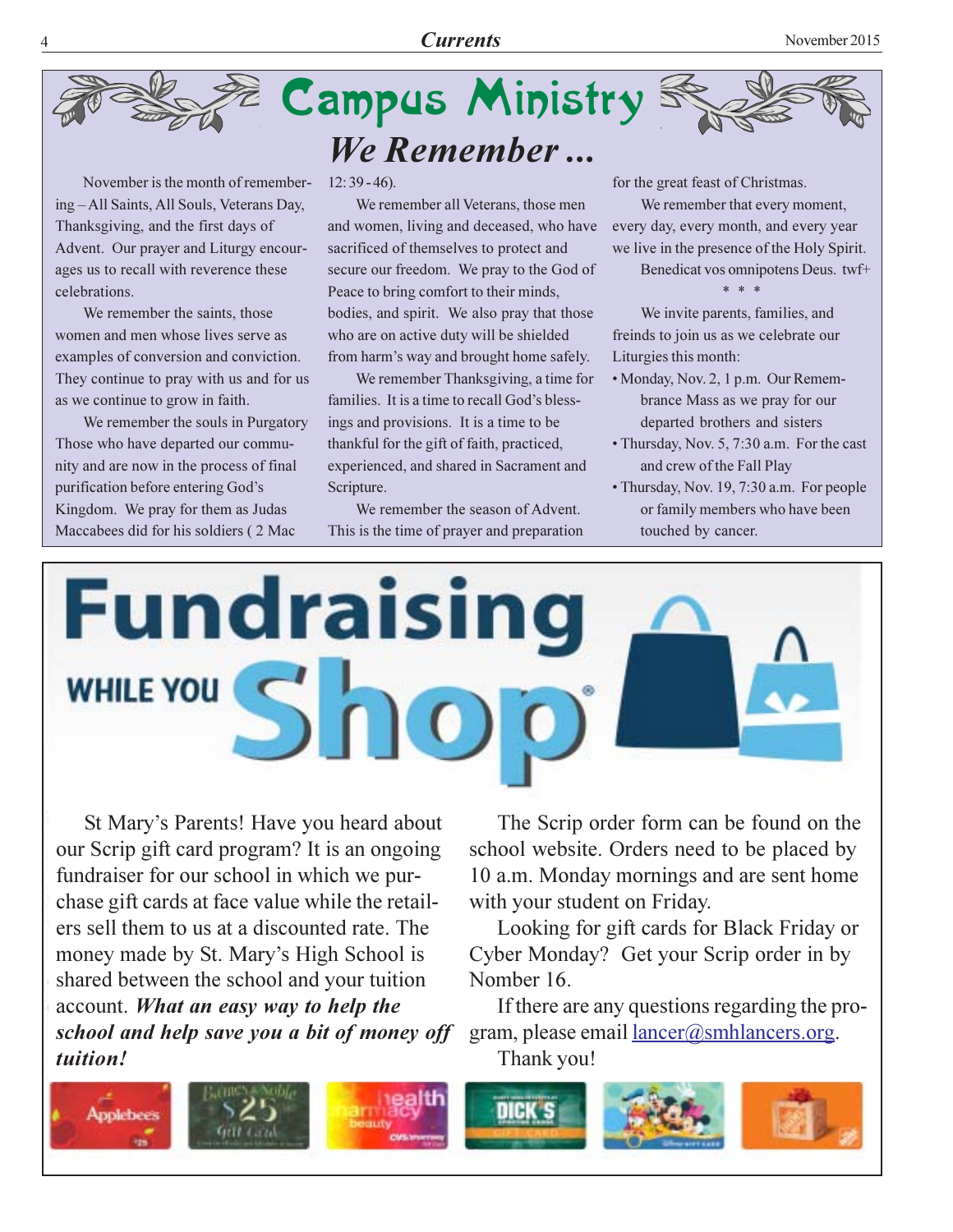# Campus Ministry

## *We Remember ...*

November is the month of remembering – All Saints, All Souls, Veterans Day, Thanksgiving, and the first days of Advent. Our prayer and Liturgy encourages us to recall with reverence these celebrations.

We remember the saints, those women and men whose lives serve as examples of conversion and conviction. They continue to pray with us and for us as we continue to grow in faith.

We remember the souls in Purgatory Those who have departed our community and are now in the process of final purification before entering God's Kingdom. We pray for them as Judas Maccabees did for his soldiers ( 2 Mac 12: 39 - 46).

We remember all Veterans, those men and women, living and deceased, who have sacrificed of themselves to protect and secure our freedom. We pray to the God of Peace to bring comfort to their minds, bodies, and spirit. We also pray that those who are on active duty will be shielded from harm's way and brought home safely.

We remember Thanksgiving, a time for families. It is a time to recall God's blessings and provisions. It is a time to be thankful for the gift of faith, practiced, experienced, and shared in Sacrament and Scripture.

We remember the season of Advent. This is the time of prayer and preparation for the great feast of Christmas.

We remember that every moment, every day, every month, and every year we live in the presence of the Holy Spirit.

Benedicat vos omnipotens Deus. twf+

\* \* \*

We invite parents, families, and freinds to join us as we celebrate our Liturgies this month:

- Monday, Nov. 2, 1 p.m. Our Remembrance Mass as we pray for our departed brothers and sisters
- Thursday, Nov. 5, 7:30 a.m. For the cast and crew of the Fall Play
- Thursday, Nov. 19, 7:30 a.m. For people or family members who have been touched by cancer.

# Fundraising WHILE YOU Shop®

St Mary's Parents! Have you heard about our Scrip gift card program? It is an ongoing fundraiser for our school in which we purchase gift cards at face value while the retailers sell them to us at a discounted rate. The money made by St. Mary's High School is shared between the school and your tuition account. ***What an easy way to help the school and help save you a bit of money off tuition!***

The Scrip order form can be found on the school website. Orders need to be placed by 10 a.m. Monday mornings and are sent home with your student on Friday.

Looking for gift cards for Black Friday or Cyber Monday? Get your Scrip order in by Nomber 16.

If there are any questions regarding the program, please email lancer@smhlancers.org.

Thank you!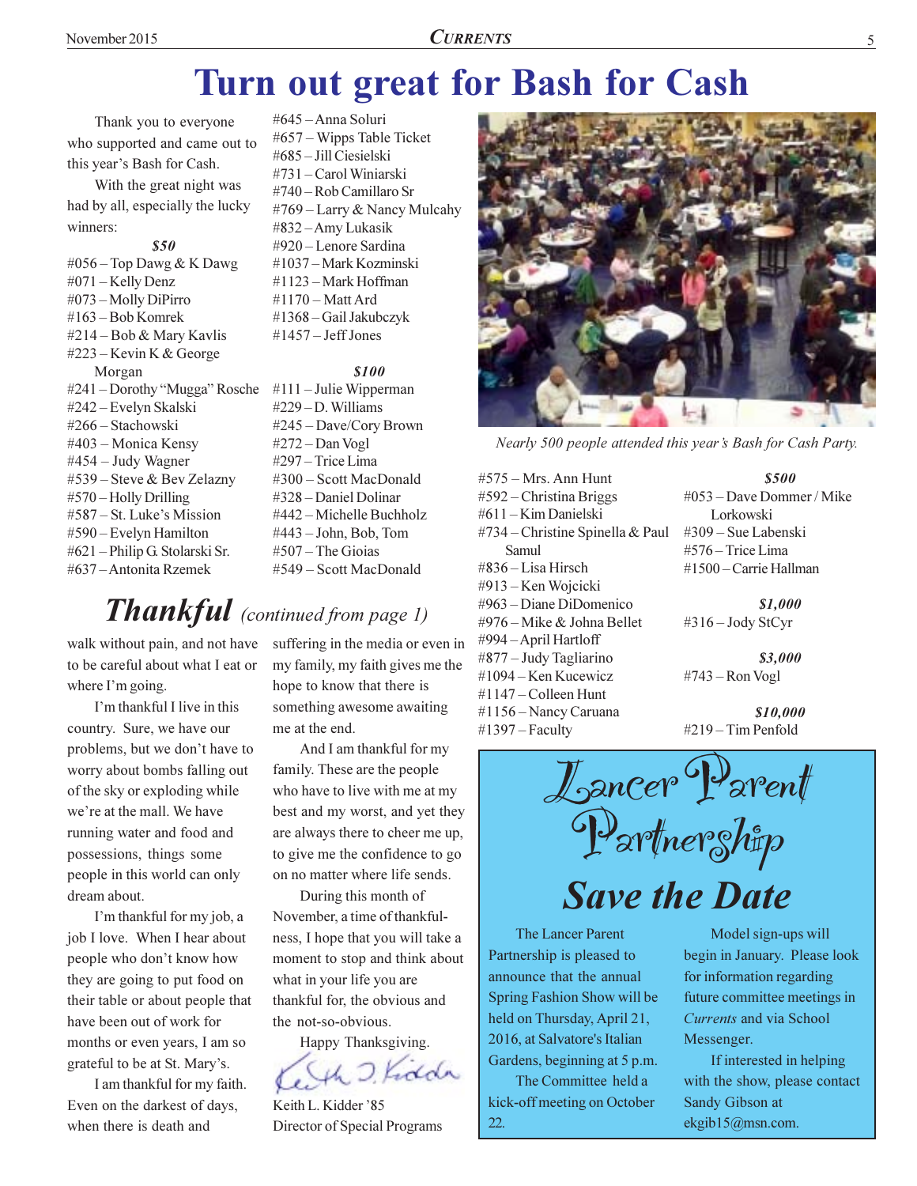# Turn out great for Bash for Cash

Thank you to everyone who supported and came out to this year's Bash for Cash.

With the great night was had by all, especially the lucky winners:

***$50***

#056 – Top Dawg & K Dawg
#071 – Kelly Denz
#073 – Molly DiPirro
#163 – Bob Komrek
#214 – Bob & Mary Kavlis
#223 – Kevin K & George Morgan
#241 – Dorothy "Mugga" Rosche
#242 – Evelyn Skalski
#266 – Stachowski
#403 – Monica Kensy
#454 – Judy Wagner
#539 – Steve & Bev Zelazny
#570 – Holly Drilling
#587 – St. Luke's Mission
#590 – Evelyn Hamilton
#621 – Philip G. Stolarski Sr.
#637 – Antonita Rzemek
#645 – Anna Soluri
#657 – Wipps Table Ticket
#685 – Jill Ciesielski
#731 – Carol Winiarski
#740 – Rob Camillaro Sr
#769 – Larry & Nancy Mulcahy
#832 – Amy Lukasik
#920 – Lenore Sardina
#1037 – Mark Kozminski
#1123 – Mark Hoffman
#1170 – Matt Ard
#1368 – Gail Jakubczyk
#1457 – Jeff Jones

***$100***

#111 – Julie Wipperman
#229 – D. Williams
#245 – Dave/Cory Brown
#272 – Dan Vogl
#297 – Trice Lima
#300 – Scott MacDonald
#328 – Daniel Dolinar
#442 – Michelle Buchholz
#443 – John, Bob, Tom
#507 – The Gioias
#549 – Scott MacDonald
#575 – Mrs. Ann Hunt
#592 – Christina Briggs
#611 – Kim Danielski
#734 – Christine Spinella & Paul Samul
#836 – Lisa Hirsch
#913 – Ken Wojcicki
#963 – Diane DiDomenico
#976 – Mike & Johna Bellet
#994 – April Hartloff
#877 – Judy Tagliarino
#1094 – Ken Kucewicz
#1147 – Colleen Hunt
#1156 – Nancy Caruana
#1397 – Faculty

***$500***

#053 – Dave Dommer / Mike Lorkowski
#309 – Sue Labenski
#576 – Trice Lima
#1500 – Carrie Hallman

***$1,000***

#316 – Jody StCyr

***$3,000***

#743 – Ron Vogl

***$10,000***

#219 – Tim Penfold

*Nearly 500 people attended this year's Bash for Cash Party.*

## *Thankful* (continued from page 1)

walk without pain, and not have to be careful about what I eat or where I'm going.

I'm thankful I live in this country. Sure, we have our problems, but we don't have to worry about bombs falling out of the sky or exploding while we're at the mall. We have running water and food and possessions, things some people in this world can only dream about.

I'm thankful for my job, a job I love. When I hear about people who don't know how they are going to put food on their table or about people that have been out of work for months or even years, I am so grateful to be at St. Mary's.

I am thankful for my faith. Even on the darkest of days, when there is death and suffering in the media or even in my family, my faith gives me the hope to know that there is something awesome awaiting me at the end.

And I am thankful for my family. These are the people who have to live with me at my best and my worst, and yet they are always there to cheer me up, to give me the confidence to go on no matter where life sends.

During this month of November, a time of thankfulness, I hope that you will take a moment to stop and think about what in your life you are thankful for, the obvious and the not-so-obvious.

Happy Thanksgiving.

Keith L. Kidder '85
Director of Special Programs

## Lancer Parent Partnership

## *Save the Date*

The Lancer Parent Partnership is pleased to announce that the annual Spring Fashion Show will be held on Thursday, April 21, 2016, at Salvatore's Italian Gardens, beginning at 5 p.m.

The Committee held a kick-off meeting on October 22.

Model sign-ups will begin in January. Please look for information regarding future committee meetings in *Currents* and via School Messenger.

If interested in helping with the show, please contact Sandy Gibson at ekgib15@msn.com.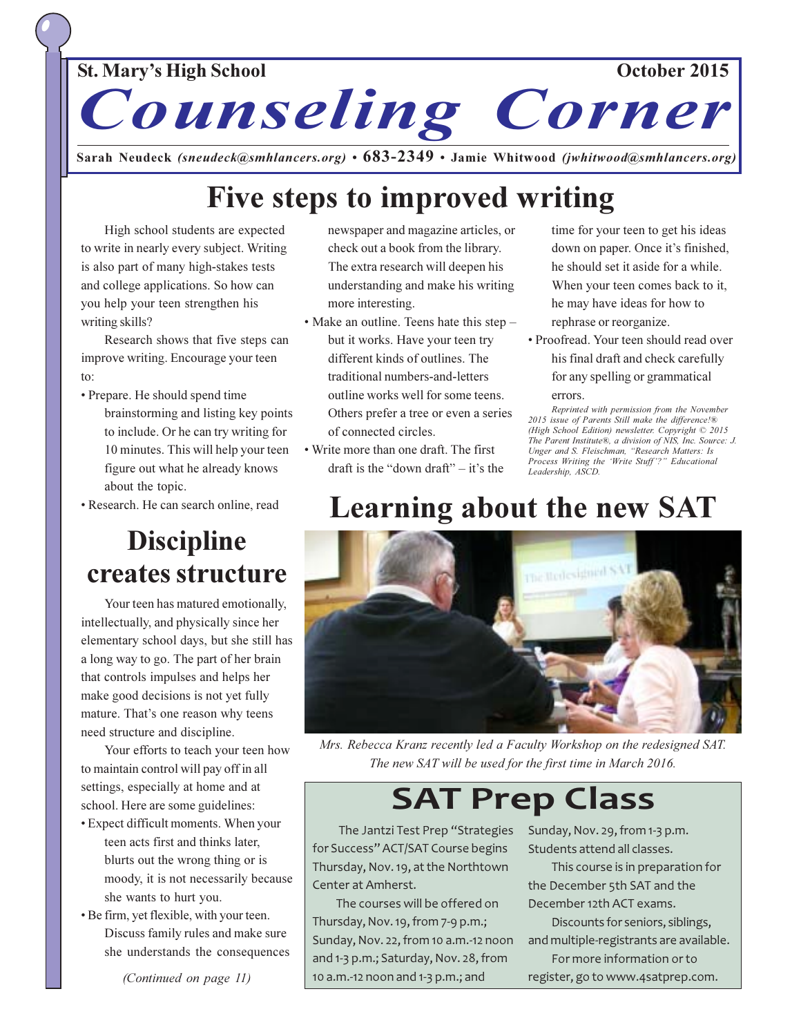St. Mary's High School — October 2015

# Counseling Corner

**Sarah Neudeck** *(sneudeck@smhlancers.org)* • **683-2349** • **Jamie Whitwood** *(jwhitwood@smhlancers.org)*

## Five steps to improved writing

High school students are expected to write in nearly every subject. Writing is also part of many high-stakes tests and college applications. So how can you help your teen strengthen his writing skills?

Research shows that five steps can improve writing. Encourage your teen to:

- Prepare. He should spend time brainstorming and listing key points to include. Or he can try writing for 10 minutes. This will help your teen figure out what he already knows about the topic.
- Research. He can search online, read newspaper and magazine articles, or check out a book from the library. The extra research will deepen his understanding and make his writing more interesting.
- Make an outline. Teens hate this step – but it works. Have your teen try different kinds of outlines. The traditional numbers-and-letters outline works well for some teens. Others prefer a tree or even a series of connected circles.
- Write more than one draft. The first draft is the "down draft" – it's the time for your teen to get his ideas down on paper. Once it's finished, he should set it aside for a while. When your teen comes back to it, he may have ideas for how to rephrase or reorganize.
- Proofread. Your teen should read over his final draft and check carefully for any spelling or grammatical errors.

*Reprinted with permission from the November 2015 issue of Parents Still make the difference!® (High School Edition) newsletter. Copyright © 2015 The Parent Institute®, a division of NIS, Inc. Source: J. Unger and S. Fleischman, "Research Matters: Is Process Writing the 'Write Stuff'?" Educational Leadership, ASCD.*

## Discipline creates structure

Your teen has matured emotionally, intellectually, and physically since her elementary school days, but she still has a long way to go. The part of her brain that controls impulses and helps her make good decisions is not yet fully mature. That's one reason why teens need structure and discipline.

Your efforts to teach your teen how to maintain control will pay off in all settings, especially at home and at school. Here are some guidelines:

- Expect difficult moments. When your teen acts first and thinks later, blurts out the wrong thing or is moody, it is not necessarily because she wants to hurt you.
- Be firm, yet flexible, with your teen. Discuss family rules and make sure she understands the consequences

*(Continued on page 11)*

## Learning about the new SAT

*Mrs. Rebecca Kranz recently led a Faculty Workshop on the redesigned SAT. The new SAT will be used for the first time in March 2016.*

## SAT Prep Class

The Jantzi Test Prep "Strategies for Success" ACT/SAT Course begins Thursday, Nov. 19, at the Northtown Center at Amherst.

The courses will be offered on Thursday, Nov. 19, from 7-9 p.m.; Sunday, Nov. 22, from 10 a.m.-12 noon and 1-3 p.m.; Saturday, Nov. 28, from 10 a.m.-12 noon and 1-3 p.m.; and Sunday, Nov. 29, from 1-3 p.m. Students attend all classes.

This course is in preparation for the December 5th SAT and the December 12th ACT exams.

Discounts for seniors, siblings, and multiple-registrants are available.

For more information or to register, go to www.4satprep.com.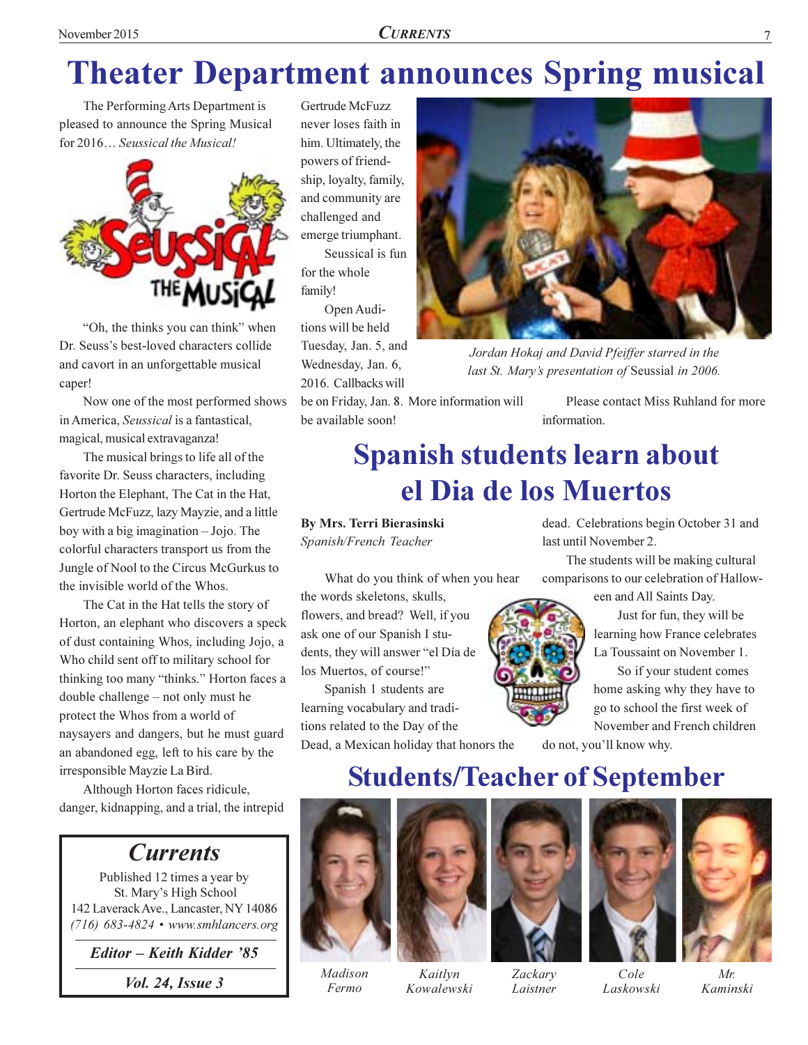# Theater Department announces Spring musical

The Performing Arts Department is pleased to announce the Spring Musical for 2016… *Seussical the Musical!*

"Oh, the thinks you can think" when Dr. Seuss's best-loved characters collide and cavort in an unforgettable musical caper!

Now one of the most performed shows in America, *Seussical* is a fantastical, magical, musical extravaganza!

The musical brings to life all of the favorite Dr. Seuss characters, including Horton the Elephant, The Cat in the Hat, Gertrude McFuzz, lazy Mayzie, and a little boy with a big imagination – Jojo. The colorful characters transport us from the Jungle of Nool to the Circus McGurkus to the invisible world of the Whos.

The Cat in the Hat tells the story of Horton, an elephant who discovers a speck of dust containing Whos, including Jojo, a Who child sent off to military school for thinking too many "thinks." Horton faces a double challenge – not only must he protect the Whos from a world of naysayers and dangers, but he must guard an abandoned egg, left to his care by the irresponsible Mayzie La Bird.

Although Horton faces ridicule, danger, kidnapping, and a trial, the intrepid Gertrude McFuzz never loses faith in him. Ultimately, the powers of friendship, loyalty, family, and community are challenged and emerge triumphant.

Seussical is fun for the whole family!

Open Auditions will be held Tuesday, Jan. 5, and Wednesday, Jan. 6, 2016. Callbacks will be on Friday, Jan. 8. More information will be available soon!

*Jordan Hokaj and David Pfeiffer starred in the last St. Mary's presentation of* Seussical *in 2006.*

Please contact Miss Ruhland for more information.

> ## *Currents*
> Published 12 times a year by
> St. Mary's High School
> 142 Laverack Ave., Lancaster, NY 14086
> *(716) 683-4824 • www.smhlancers.org*
>
> ***Editor – Keith Kidder '85***
>
> ***Vol. 24, Issue 3***

# Spanish students learn about el Dia de los Muertos

**By Mrs. Terri Bierasinski**
*Spanish/French Teacher*

What do you think of when you hear the words skeletons, skulls, flowers, and bread? Well, if you ask one of our Spanish I students, they will answer "el Día de los Muertos, of course!"

Spanish 1 students are learning vocabulary and traditions related to the Day of the Dead, a Mexican holiday that honors the dead. Celebrations begin October 31 and last until November 2.

The students will be making cultural comparisons to our celebration of Halloween and All Saints Day.

Just for fun, they will be learning how France celebrates La Toussaint on November 1.

So if your student comes home asking why they have to go to school the first week of November and French children do not, you'll know why.

# Students/Teacher of September

*Madison Fermo*

*Kaitlyn Kowalewski*

*Zackary Laistner*

*Cole Laskowski*

*Mr. Kaminski*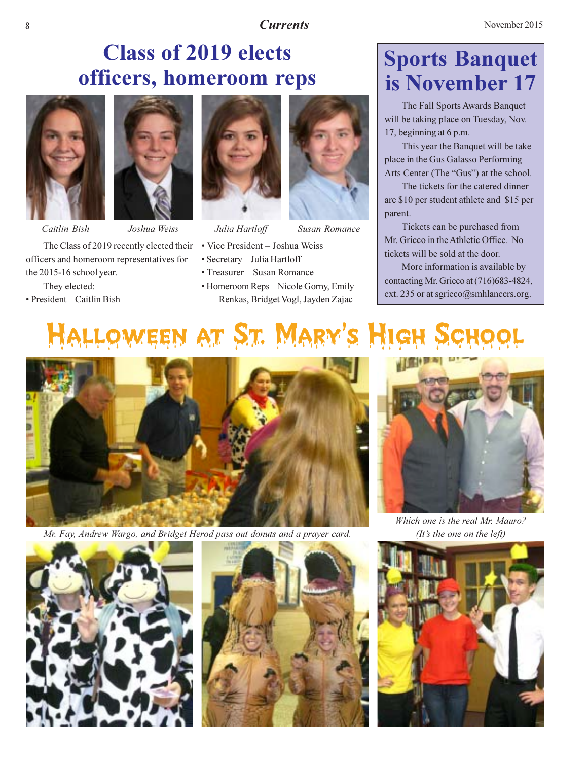# Class of 2019 elects officers, homeroom reps

*Caitlin Bish* *Joshua Weiss* *Julia Hartloff* *Susan Romance*

The Class of 2019 recently elected their officers and homeroom representatives for the 2015-16 school year.

They elected:

- President – Caitlin Bish
- Vice President – Joshua Weiss
- Secretary – Julia Hartloff
- Treasurer – Susan Romance
- Homeroom Reps – Nicole Gorny, Emily Renkas, Bridget Vogl, Jayden Zajac

# Sports Banquet is November 17

The Fall Sports Awards Banquet will be taking place on Tuesday, Nov. 17, beginning at 6 p.m.

This year the Banquet will be take place in the Gus Galasso Performing Arts Center (The "Gus") at the school.

The tickets for the catered dinner are $10 per student athlete and $15 per parent.

Tickets can be purchased from Mr. Grieco in the Athletic Office. No tickets will be sold at the door.

More information is available by contacting Mr. Grieco at (716)683-4824, ext. 235 or at sgrieco@smhlancers.org.

# Halloween at St. Mary's High School

*Mr. Fay, Andrew Wargo, and Bridget Herod pass out donuts and a prayer card.*

*Which one is the real Mr. Mauro? (It's the one on the left)*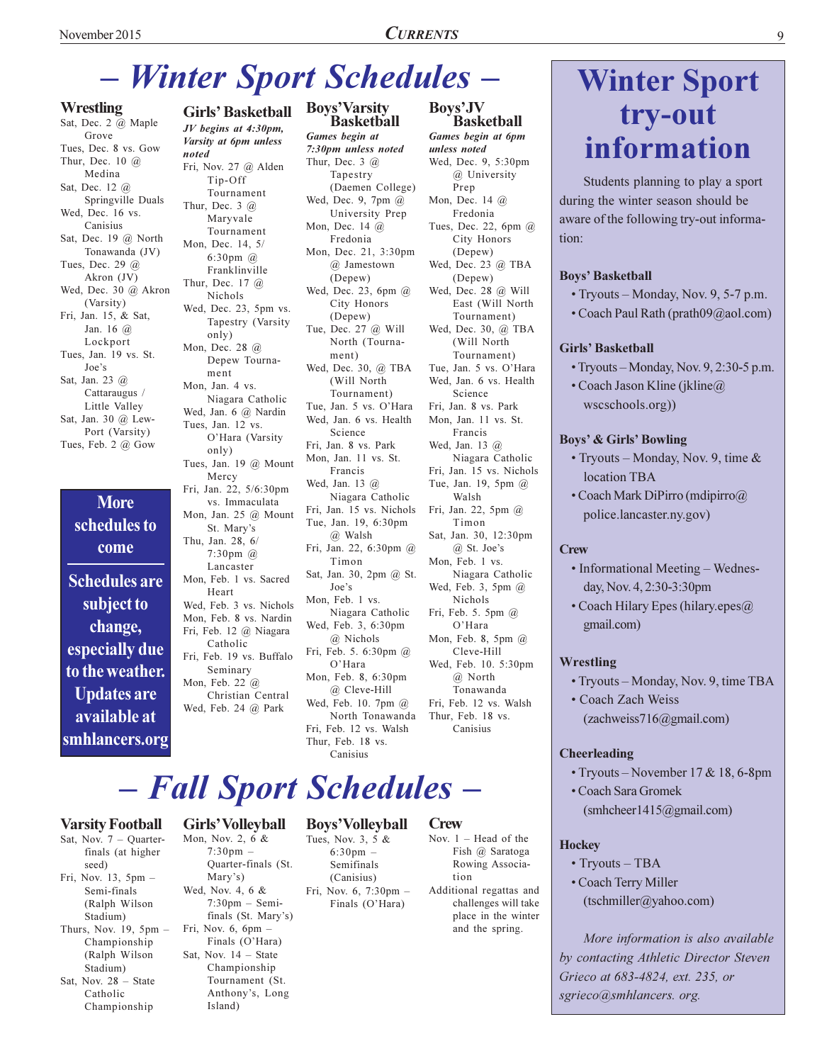# – Winter Sport Schedules –

## Wrestling

Sat, Dec. 2 @ Maple Grove
Tues, Dec. 8 vs. Gow
Thur, Dec. 10 @ Medina
Sat, Dec. 12 @ Springville Duals
Wed, Dec. 16 vs. Canisius
Sat, Dec. 19 @ North Tonawanda (JV)
Tues, Dec. 29 @ Akron (JV)
Wed, Dec. 30 @ Akron (Varsity)
Fri, Jan. 15, & Sat, Jan. 16 @ Lockport
Tues, Jan. 19 vs. St. Joe's
Sat, Jan. 23 @ Cattaraugus / Little Valley
Sat, Jan. 30 @ Lew-Port (Varsity)
Tues, Feb. 2 @ Gow

**More schedules to come**

**Schedules are subject to change, especially due to the weather. Updates are available at smhlancers.org**

## Girls' Basketball

*JV begins at 4:30pm, Varsity at 6pm unless noted*

Fri, Nov. 27 @ Alden Tip-Off Tournament
Thur, Dec. 3 @ Maryvale Tournament
Mon, Dec. 14, 5/6:30pm @ Franklinville
Thur, Dec. 17 @ Nichols
Wed, Dec. 23, 5pm vs. Tapestry (Varsity only)
Mon, Dec. 28 @ Depew Tournament
Mon, Jan. 4 vs. Niagara Catholic
Wed, Jan. 6 @ Nardin
Tues, Jan. 12 vs. O'Hara (Varsity only)
Tues, Jan. 19 @ Mount Mercy
Fri, Jan. 22, 5/6:30pm vs. Immaculata
Mon, Jan. 25 @ Mount St. Mary's
Thu, Jan. 28, 6/7:30pm @ Lancaster
Mon, Feb. 1 vs. Sacred Heart
Wed, Feb. 3 vs. Nichols
Mon, Feb. 8 vs. Nardin
Fri, Feb. 12 @ Niagara Catholic
Fri, Feb. 19 vs. Buffalo Seminary
Mon, Feb. 22 @ Christian Central
Wed, Feb. 24 @ Park

## Boys' Varsity Basketball

*Games begin at 7:30pm unless noted*

Thur, Dec. 3 @ Tapestry (Daemen College)
Wed, Dec. 9, 7pm @ University Prep
Mon, Dec. 14 @ Fredonia
Mon, Dec. 21, 3:30pm @ Jamestown (Depew)
Wed, Dec. 23, 6pm @ City Honors (Depew)
Tue, Dec. 27 @ Will North (Tournament)
Wed, Dec. 30, @ TBA (Will North Tournament)
Tue, Jan. 5 vs. O'Hara
Wed, Jan. 6 vs. Health Science
Fri, Jan. 8 vs. Park
Mon, Jan. 11 vs. St. Francis
Wed, Jan. 13 @ Niagara Catholic
Fri, Jan. 15 vs. Nichols
Tue, Jan. 19, 6:30pm @ Walsh
Fri, Jan. 22, 6:30pm @ Timon
Sat, Jan. 30, 2pm @ St. Joe's
Mon, Feb. 1 vs. Niagara Catholic
Wed, Feb. 3, 6:30pm @ Nichols
Fri, Feb. 5. 6:30pm @ O'Hara
Mon, Feb. 8, 6:30pm @ Cleve-Hill
Wed, Feb. 10. 7pm @ North Tonawanda
Fri, Feb. 12 vs. Walsh
Thur, Feb. 18 vs. Canisius

## Boys' JV Basketball

*Games begin at 6pm unless noted*

Wed, Dec. 9, 5:30pm @ University Prep
Mon, Dec. 14 @ Fredonia
Tues, Dec. 22, 6pm @ City Honors (Depew)
Wed, Dec. 23 @ TBA (Depew)
Wed, Dec. 28 @ Will East (Will North Tournament)
Wed, Dec. 30, @ TBA (Will North Tournament)
Tue, Jan. 5 vs. O'Hara
Wed, Jan. 6 vs. Health Science
Fri, Jan. 8 vs. Park
Mon, Jan. 11 vs. St. Francis
Wed, Jan. 13 @ Niagara Catholic
Fri, Jan. 15 vs. Nichols
Tue, Jan. 19, 5pm @ Walsh
Fri, Jan. 22, 5pm @ Timon
Sat, Jan. 30, 12:30pm @ St. Joe's
Mon, Feb. 1 vs. Niagara Catholic
Wed, Feb. 3, 5pm @ Nichols
Fri, Feb. 5. 5pm @ O'Hara
Mon, Feb. 8, 5pm @ Cleve-Hill
Wed, Feb. 10. 5:30pm @ North Tonawanda
Fri, Feb. 12 vs. Walsh
Thur, Feb. 18 vs. Canisius

# – Fall Sport Schedules –

## Varsity Football

Sat, Nov. 7 – Quarter-finals (at higher seed)
Fri, Nov. 13, 5pm – Semi-finals (Ralph Wilson Stadium)
Thurs, Nov. 19, 5pm – Championship (Ralph Wilson Stadium)
Sat, Nov. 28 – State Catholic Championship

## Girls' Volleyball

Mon, Nov. 2, 6 & 7:30pm – Quarter-finals (St. Mary's)
Wed, Nov. 4, 6 & 7:30pm – Semi-finals (St. Mary's)
Fri, Nov. 6, 6pm – Finals (O'Hara)
Sat, Nov. 14 – State Championship Tournament (St. Anthony's, Long Island)

## Boys' Volleyball

Tues, Nov. 3, 5 & 6:30pm – Semifinals (Canisius)
Fri, Nov. 6, 7:30pm – Finals (O'Hara)

## Crew

Nov. 1 – Head of the Fish @ Saratoga Rowing Association
Additional regattas and challenges will take place in the winter and the spring.

# Winter Sport try-out information

Students planning to play a sport during the winter season should be aware of the following try-out information:

### Boys' Basketball

- Tryouts – Monday, Nov. 9, 5-7 p.m.
- Coach Paul Rath (prath09@aol.com)

### Girls' Basketball

- Tryouts – Monday, Nov. 9, 2:30-5 p.m.
- Coach Jason Kline (jkline@wscschools.org))

### Boys' & Girls' Bowling

- Tryouts – Monday, Nov. 9, time & location TBA
- Coach Mark DiPirro (mdipirro@police.lancaster.ny.gov)

### Crew

- Informational Meeting – Wednesday, Nov. 4, 2:30-3:30pm
- Coach Hilary Epes (hilary.epes@gmail.com)

### Wrestling

- Tryouts – Monday, Nov. 9, time TBA
- Coach Zach Weiss (zachweiss716@gmail.com)

### Cheerleading

- Tryouts – November 17 & 18, 6-8pm
- Coach Sara Gromek (smhcheer1415@gmail.com)

### Hockey

- Tryouts – TBA
- Coach Terry Miller (tschmiller@yahoo.com)

*More information is also available by contacting Athletic Director Steven Grieco at 683-4824, ext. 235, or sgrieco@smhlancers. org.*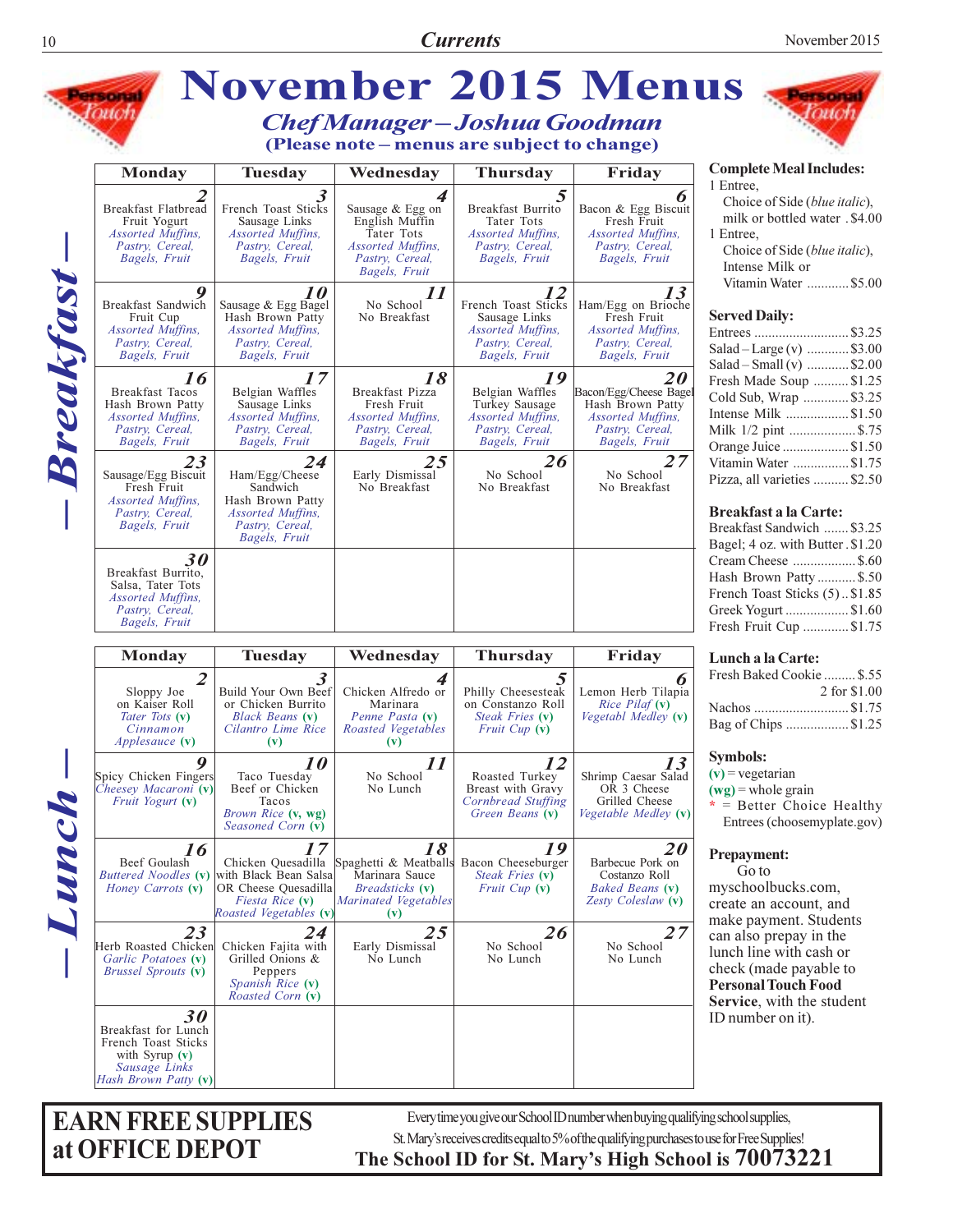# November 2015 Menus

## *Chef Manager – Joshua Goodman*

**(Please note – menus are subject to change)**

## – Breakfast –

| Monday | Tuesday | Wednesday | Thursday | Friday |
|---|---|---|---|---|
| **2** Breakfast Flatbread, Fruit Yogurt, *Assorted Muffins, Pastry, Cereal, Bagels, Fruit* | **3** French Toast Sticks, Sausage Links, *Assorted Muffins, Pastry, Cereal, Bagels, Fruit* | **4** Sausage & Egg on English Muffin, Tater Tots, *Assorted Muffins, Pastry, Cereal, Bagels, Fruit* | **5** Breakfast Burrito, Tater Tots, *Assorted Muffins, Pastry, Cereal, Bagels, Fruit* | **6** Bacon & Egg Biscuit, Fresh Fruit, *Assorted Muffins, Pastry, Cereal, Bagels, Fruit* |
| **9** Breakfast Sandwich, Fruit Cup, *Assorted Muffins, Pastry, Cereal, Bagels, Fruit* | **10** Sausage & Egg Bagel, Hash Brown Patty, *Assorted Muffins, Pastry, Cereal, Bagels, Fruit* | **11** No School, No Breakfast | **12** French Toast Sticks, Sausage Links, *Assorted Muffins, Pastry, Cereal, Bagels, Fruit* | **13** Ham/Egg on Brioche, Fresh Fruit, *Assorted Muffins, Pastry, Cereal, Bagels, Fruit* |
| **16** Breakfast Tacos, Hash Brown Patty, *Assorted Muffins, Pastry, Cereal, Bagels, Fruit* | **17** Belgian Waffles, Sausage Links, *Assorted Muffins, Pastry, Cereal, Bagels, Fruit* | **18** Breakfast Pizza, Fresh Fruit, *Assorted Muffins, Pastry, Cereal, Bagels, Fruit* | **19** Belgian Waffles, Turkey Sausage, *Assorted Muffins, Pastry, Cereal, Bagels, Fruit* | **20** Bacon/Egg/Cheese Bagel, Hash Brown Patty, *Assorted Muffins, Pastry, Cereal, Bagels, Fruit* |
| **23** Sausage/Egg Biscuit, Fresh Fruit, *Assorted Muffins, Pastry, Cereal, Bagels, Fruit* | **24** Ham/Egg/Cheese Sandwich, Hash Brown Patty, *Assorted Muffins, Pastry, Cereal, Bagels, Fruit* | **25** Early Dismissal, No Breakfast | **26** No School, No Breakfast | **27** No School, No Breakfast |
| **30** Breakfast Burrito, Salsa, Tater Tots, *Assorted Muffins, Pastry, Cereal, Bagels, Fruit* | | | | |

## – Lunch –

| Monday | Tuesday | Wednesday | Thursday | Friday |
|---|---|---|---|---|
| **2** Sloppy Joe on Kaiser Roll, *Tater Tots* **(v)**, *Cinnamon Applesauce* **(v)** | **3** Build Your Own Beef or Chicken Burrito, *Black Beans* **(v)**, *Cilantro Lime Rice* **(v)** | **4** Chicken Alfredo or Marinara, *Penne Pasta* **(v)**, *Roasted Vegetables* **(v)** | **5** Philly Cheesesteak on Constanzo Roll, *Steak Fries* **(v)**, *Fruit Cup* **(v)** | **6** Lemon Herb Tilapia, *Rice Pilaf* **(v)**, *Vegetabl Medley* **(v)** |
| **9** Spicy Chicken Fingers, *Cheesey Macaroni* **(v)**, *Fruit Yogurt* **(v)** | **10** Taco Tuesday, Beef or Chicken Tacos, *Brown Rice* **(v, wg)**, *Seasoned Corn* **(v)** | **11** No School, No Lunch | **12** Roasted Turkey Breast with Gravy, *Cornbread Stuffing*, *Green Beans* **(v)** | **13** Shrimp Caesar Salad OR 3 Cheese Grilled Cheese, *Vegetable Medley* **(v)** |
| **16** Beef Goulash, *Buttered Noodles* **(v)**, *Honey Carrots* **(v)** | **17** Chicken Quesadilla with Black Bean Salsa OR Cheese Quesadilla, *Fiesta Rice* **(v)**, *Roasted Vegetables* **(v)** | **18** Spaghetti & Meatballs, Marinara Sauce, *Breadsticks* **(v)**, *Marinated Vegetables* **(v)** | **19** Bacon Cheeseburger, *Steak Fries* **(v)**, *Fruit Cup* **(v)** | **20** Barbecue Pork on Costanzo Roll, *Baked Beans* **(v)**, *Zesty Coleslaw* **(v)** |
| **23** Herb Roasted Chicken, *Garlic Potatoes* **(v)**, *Brussel Sprouts* **(v)** | **24** Chicken Fajita with Grilled Onions & Peppers, *Spanish Rice* **(v)**, *Roasted Corn* **(v)** | **25** Early Dismissal, No Lunch | **26** No School, No Lunch | **27** No School, No Lunch |
| **30** Breakfast for Lunch, French Toast Sticks with Syrup **(v)**, *Sausage Links*, *Hash Brown Patty* **(v)** | | | | |

**Complete Meal Includes:**

1 Entree, Choice of Side (*blue italic*), milk or bottled water . $4.00

1 Entree, Choice of Side (*blue italic*), Intense Milk or Vitamin Water ............ $5.00

**Served Daily:**

- Entrees ........................... $3.25
- Salad – Large (v) ............ $3.00
- Salad – Small (v) ............ $2.00
- Fresh Made Soup .......... $1.25
- Cold Sub, Wrap ............. $3.25
- Intense Milk .................. $1.50
- Milk 1/2 pint ................... $.75
- Orange Juice ................... $1.50
- Vitamin Water ................ $1.75
- Pizza, all varieties .......... $2.50

**Breakfast a la Carte:**

- Breakfast Sandwich ....... $3.25
- Bagel; 4 oz. with Butter . $1.20
- Cream Cheese .................. $.60
- Hash Brown Patty ........... $.50
- French Toast Sticks (5) .. $1.85
- Greek Yogurt .................. $1.60
- Fresh Fruit Cup ............. $1.75

**Lunch a la Carte:**

- Fresh Baked Cookie ......... $.55, 2 for $1.00
- Nachos ........................... $1.75
- Bag of Chips .................. $1.25

**Symbols:**

**(v)** = vegetarian

**(wg)** = whole grain

\* = Better Choice Healthy Entrees (choosemyplate.gov)

**Prepayment:**

Go to myschoolbucks.com, create an account, and make payment. Students can also prepay in the lunch line with cash or check (made payable to **Personal Touch Food Service**, with the student ID number on it).

## EARN FREE SUPPLIES at OFFICE DEPOT

Every time you give our School ID number when buying qualifying school supplies, St. Mary's receives credits equal to 5% of the qualifying purchases to use for Free Supplies!

**The School ID for St. Mary's High School is 70073221**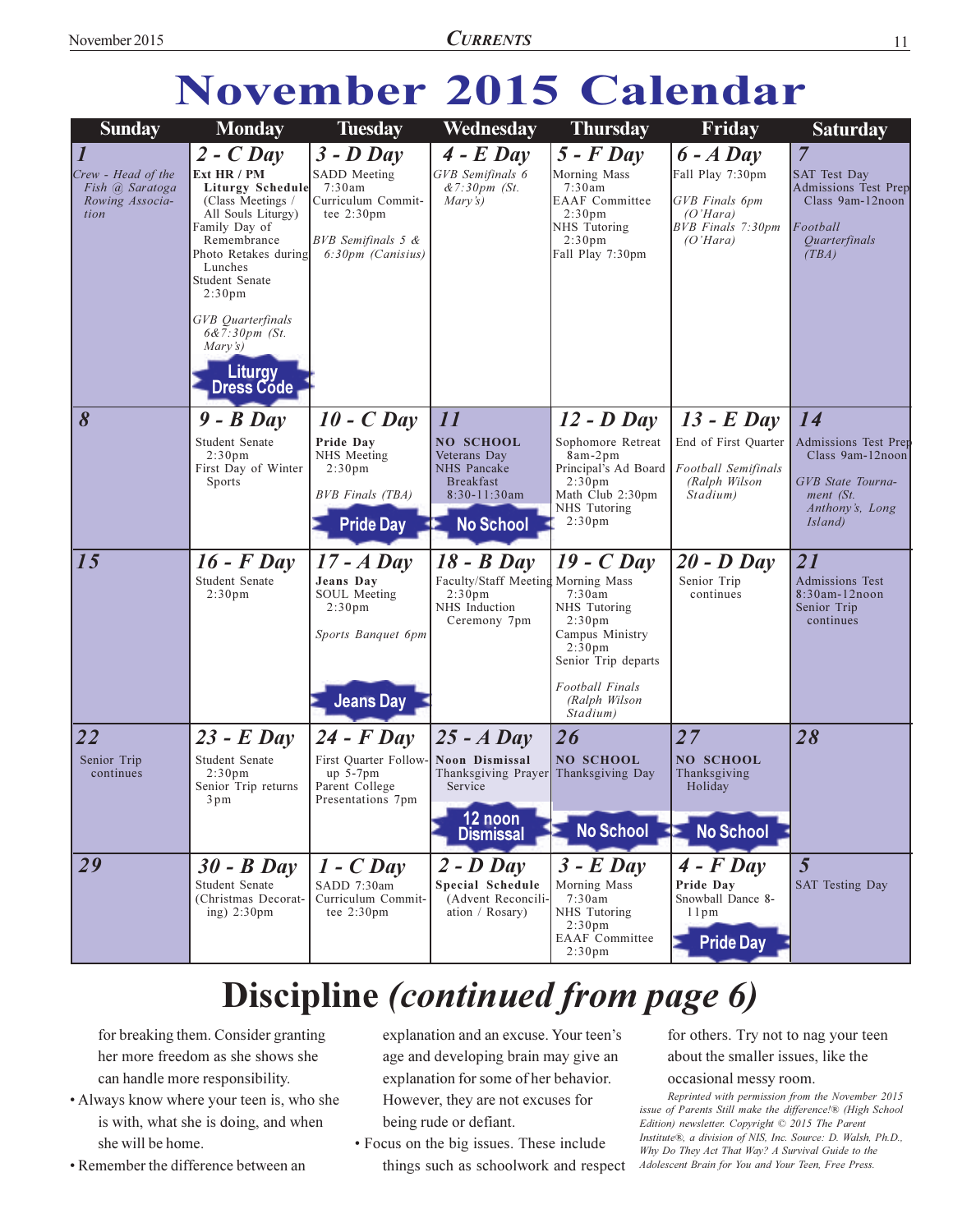# November 2015 Calendar

| Sunday | Monday | Tuesday | Wednesday | Thursday | Friday | Saturday |
|---|---|---|---|---|---|---|
| **1** *Crew - Head of the Fish @ Saratoga Rowing Association* | **2 - C Day** **Ext HR / PM Liturgy Schedule** (Class Meetings / All Souls Liturgy) Family Day of Remembrance Photo Retakes during Lunches Student Senate 2:30pm *GVB Quarterfinals 6&7:30pm (St. Mary's)* Liturgy Dress Code | **3 - D Day** SADD Meeting 7:30am Curriculum Committee 2:30pm *BVB Semifinals 5 & 6:30pm (Canisius)* | **4 - E Day** *GVB Semifinals 6 &7:30pm (St. Mary's)* | **5 - F Day** Morning Mass 7:30am EAAF Committee 2:30pm NHS Tutoring 2:30pm Fall Play 7:30pm | **6 - A Day** Fall Play 7:30pm *GVB Finals 6pm (O'Hara)* *BVB Finals 7:30pm (O'Hara)* | **7** SAT Test Day Admissions Test Prep Class 9am-12noon *Football Quarterfinals (TBA)* |
| **8** | **9 - B Day** Student Senate 2:30pm First Day of Winter Sports | **10 - C Day** **Pride Day** NHS Meeting 2:30pm *BVB Finals (TBA)* Pride Day | **11** **NO SCHOOL** Veterans Day NHS Pancake Breakfast 8:30-11:30am No School | **12 - D Day** Sophomore Retreat 8am-2pm Principal's Ad Board 2:30pm Math Club 2:30pm NHS Tutoring 2:30pm | **13 - E Day** End of First Quarter *Football Semifinals (Ralph Wilson Stadium)* | **14** Admissions Test Prep Class 9am-12noon *GVB State Tournament (St. Anthony's, Long Island)* |
| **15** | **16 - F Day** Student Senate 2:30pm | **17 - A Day** **Jeans Day** SOUL Meeting 2:30pm *Sports Banquet 6pm* Jeans Day | **18 - B Day** Faculty/Staff Meeting 2:30pm NHS Induction Ceremony 7pm | **19 - C Day** Morning Mass 7:30am NHS Tutoring 2:30pm Campus Ministry 2:30pm Senior Trip departs *Football Finals (Ralph Wilson Stadium)* | **20 - D Day** Senior Trip continues | **21** Admissions Test 8:30am-12noon Senior Trip continues |
| **22** Senior Trip continues | **23 - E Day** Student Senate 2:30pm Senior Trip returns 3pm | **24 - F Day** First Quarter Follow-up 5-7pm Parent College Presentations 7pm | **25 - A Day** **Noon Dismissal** Thanksgiving Prayer Service 12 noon Dismissal | **26** **NO SCHOOL** Thanksgiving Day No School | **27** **NO SCHOOL** Thanksgiving Holiday No School | **28** |
| **29** | **30 - B Day** Student Senate (Christmas Decorating) 2:30pm | **1 - C Day** SADD 7:30am Curriculum Committee 2:30pm | **2 - D Day** **Special Schedule** (Advent Reconciliation / Rosary) | **3 - E Day** Morning Mass 7:30am NHS Tutoring 2:30pm EAAF Committee 2:30pm | **4 - F Day** **Pride Day** Snowball Dance 8-11pm Pride Day | **5** SAT Testing Day |

# Discipline *(continued from page 6)*

for breaking them. Consider granting her more freedom as she shows she can handle more responsibility.

- Always know where your teen is, who she is with, what she is doing, and when she will be home.
- Remember the difference between an explanation and an excuse. Your teen's age and developing brain may give an explanation for some of her behavior. However, they are not excuses for being rude or defiant.
- Focus on the big issues. These include things such as schoolwork and respect for others. Try not to nag your teen about the smaller issues, like the occasional messy room.

*Reprinted with permission from the November 2015 issue of Parents Still make the difference!® (High School Edition) newsletter. Copyright © 2015 The Parent Institute®, a division of NIS, Inc. Source: D. Walsh, Ph.D., Why Do They Act That Way? A Survival Guide to the Adolescent Brain for You and Your Teen, Free Press.*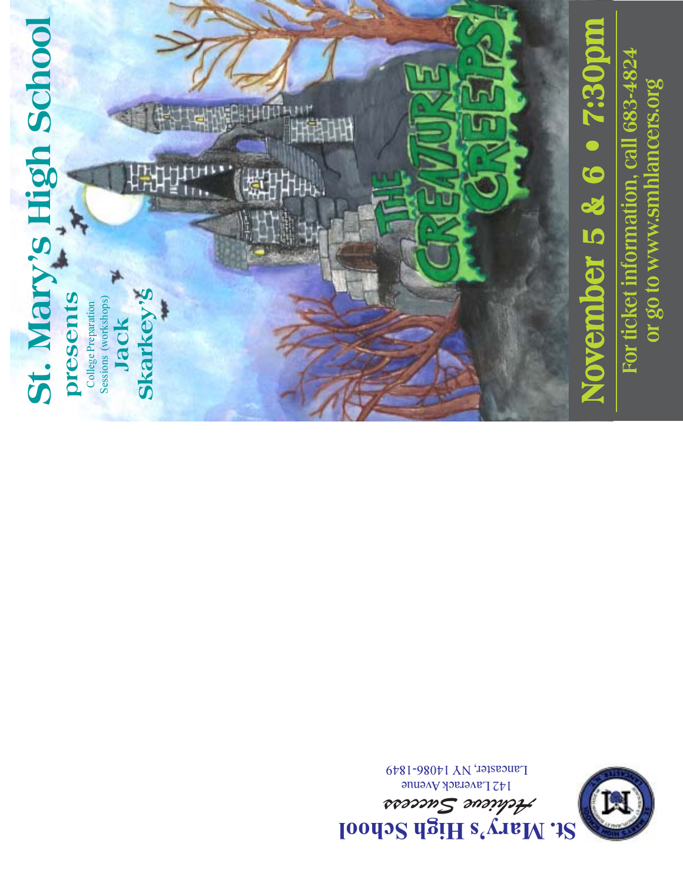# St. Mary's High School

**presents**

College Preparation Sessions (workshops)

**Jack Skarkey's**

THE CREATURE CREEPS!

**November 5 & 6 • 7:30pm**

For ticket information, call 683-4824
or go to www.smhlancers.org

**St. Mary's High School**

*Achieve Success*

142 Laverack Avenue
Lancaster, NY 14086-1849